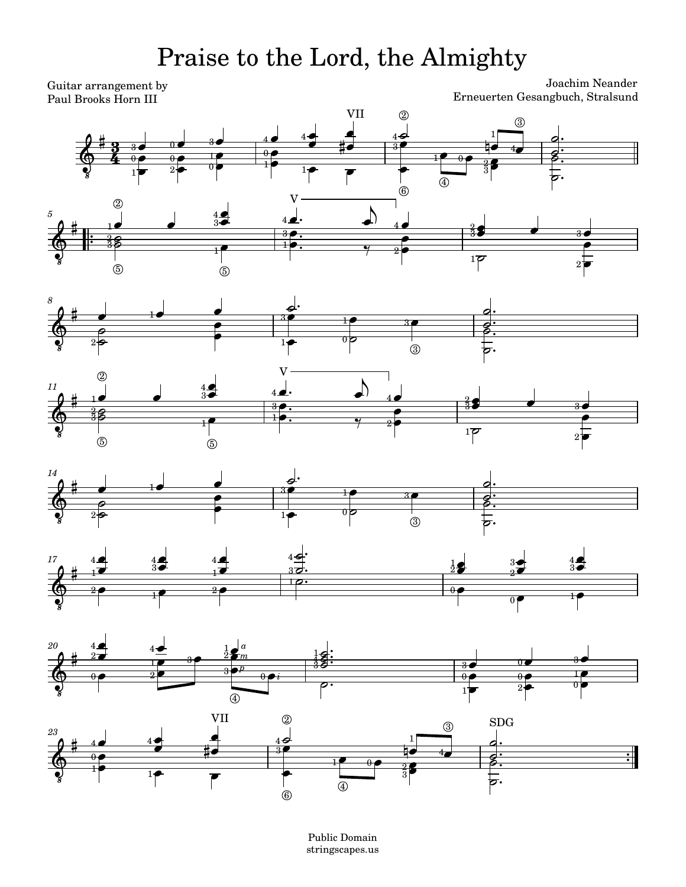# Praise to the Lord, the Almighty

Guitar arrangement by
Paul Brooks Horn III

Joachim Neander
Erneuerten Gesangbuch, Stralsund

Public Domain
stringscapes.us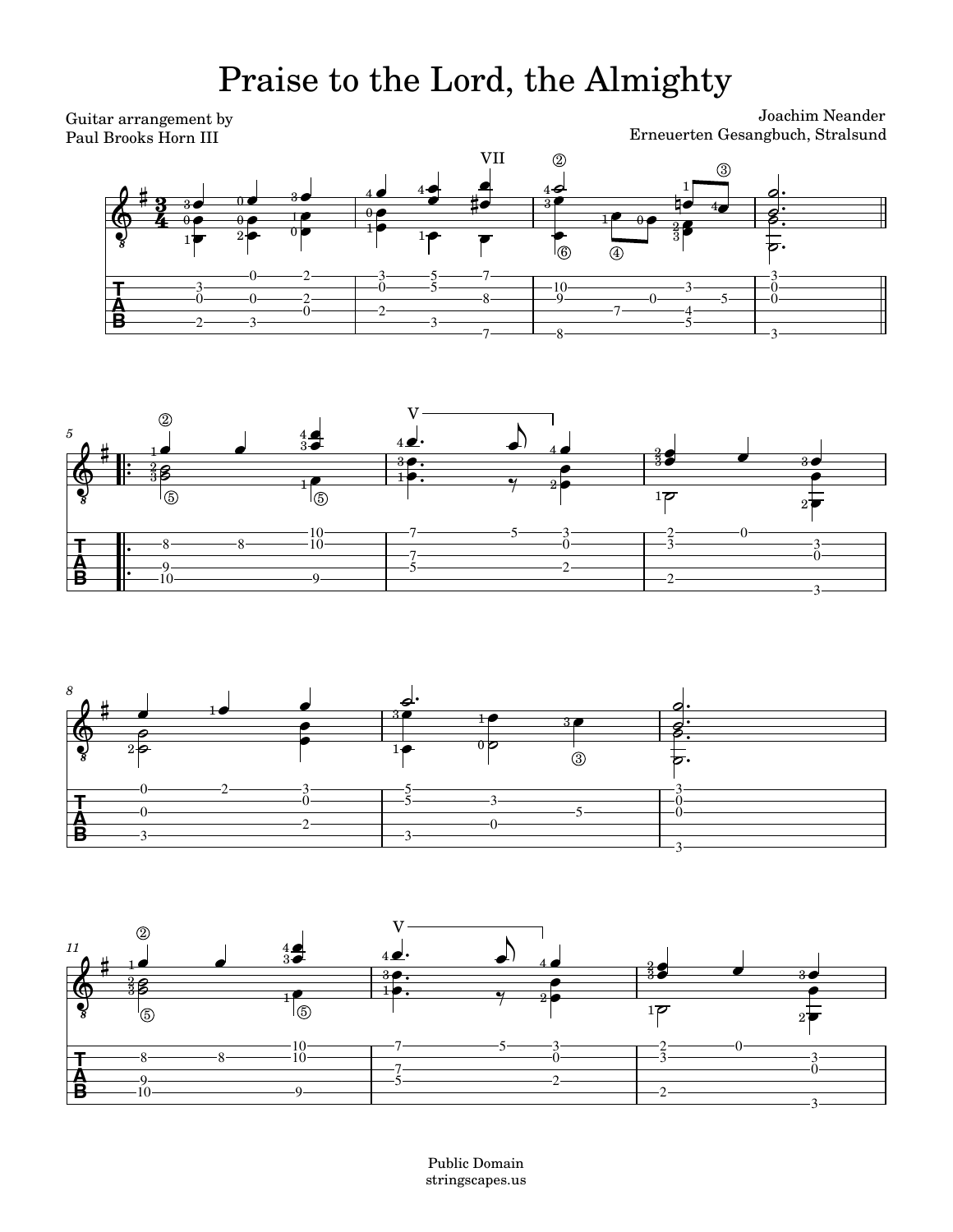# Praise to the Lord, the Almighty

Guitar arrangement by
Paul Brooks Horn III

Joachim Neander
Erneuerten Gesangbuch, Stralsund

Public Domain
stringscapes.us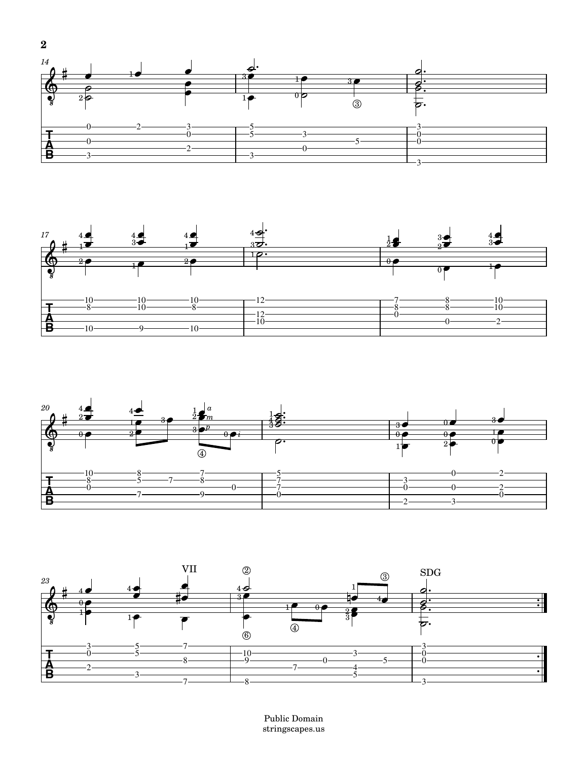Public Domain
stringscapes.us